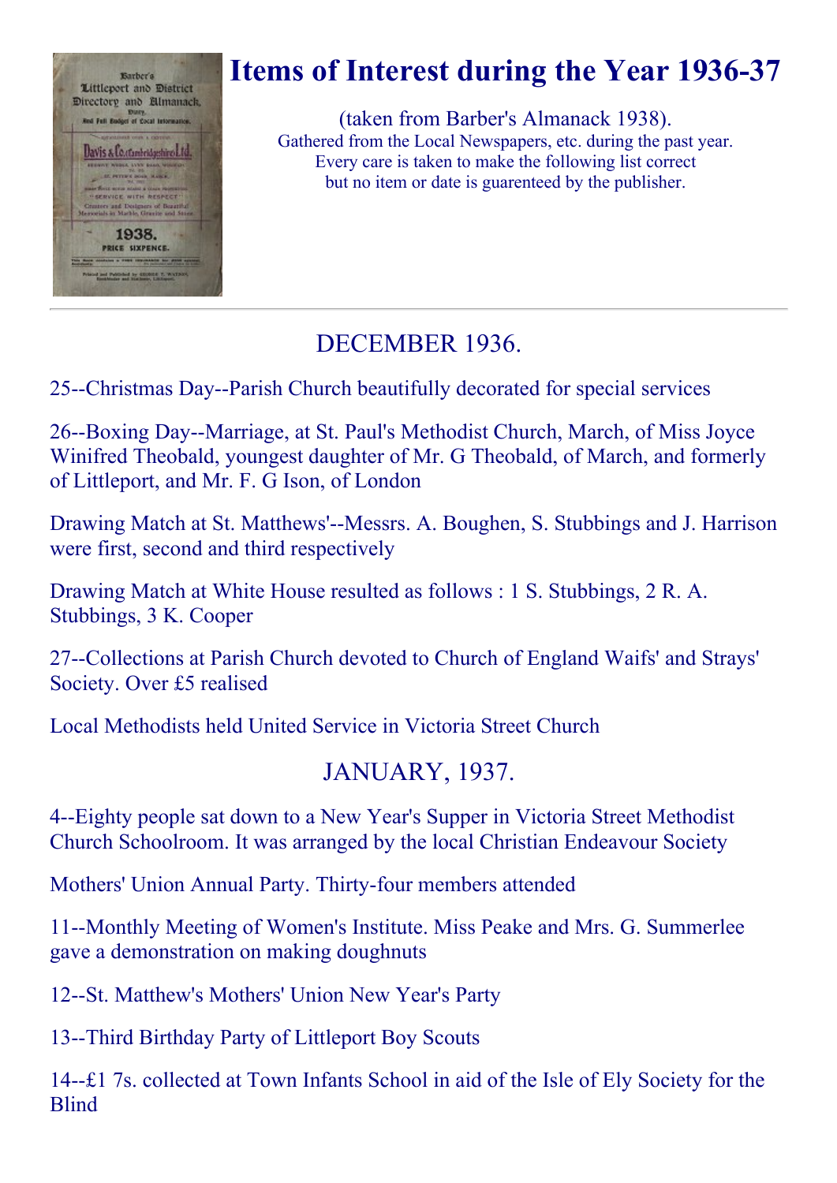# Items of Interest during the Year 1936-37

(taken from Barber's Almanack 1938).
Gathered from the Local Newspapers, etc. during the past year.
Every care is taken to make the following list correct
but no item or date is guarenteed by the publisher.

---

## DECEMBER 1936.

25--Christmas Day--Parish Church beautifully decorated for special services

26--Boxing Day--Marriage, at St. Paul's Methodist Church, March, of Miss Joyce Winifred Theobald, youngest daughter of Mr. G Theobald, of March, and formerly of Littleport, and Mr. F. G Ison, of London

Drawing Match at St. Matthews'--Messrs. A. Boughen, S. Stubbings and J. Harrison were first, second and third respectively

Drawing Match at White House resulted as follows : 1 S. Stubbings, 2 R. A. Stubbings, 3 K. Cooper

27--Collections at Parish Church devoted to Church of England Waifs' and Strays' Society. Over £5 realised

Local Methodists held United Service in Victoria Street Church

## JANUARY, 1937.

4--Eighty people sat down to a New Year's Supper in Victoria Street Methodist Church Schoolroom. It was arranged by the local Christian Endeavour Society

Mothers' Union Annual Party. Thirty-four members attended

11--Monthly Meeting of Women's Institute. Miss Peake and Mrs. G. Summerlee gave a demonstration on making doughnuts

12--St. Matthew's Mothers' Union New Year's Party

13--Third Birthday Party of Littleport Boy Scouts

14--£1 7s. collected at Town Infants School in aid of the Isle of Ely Society for the Blind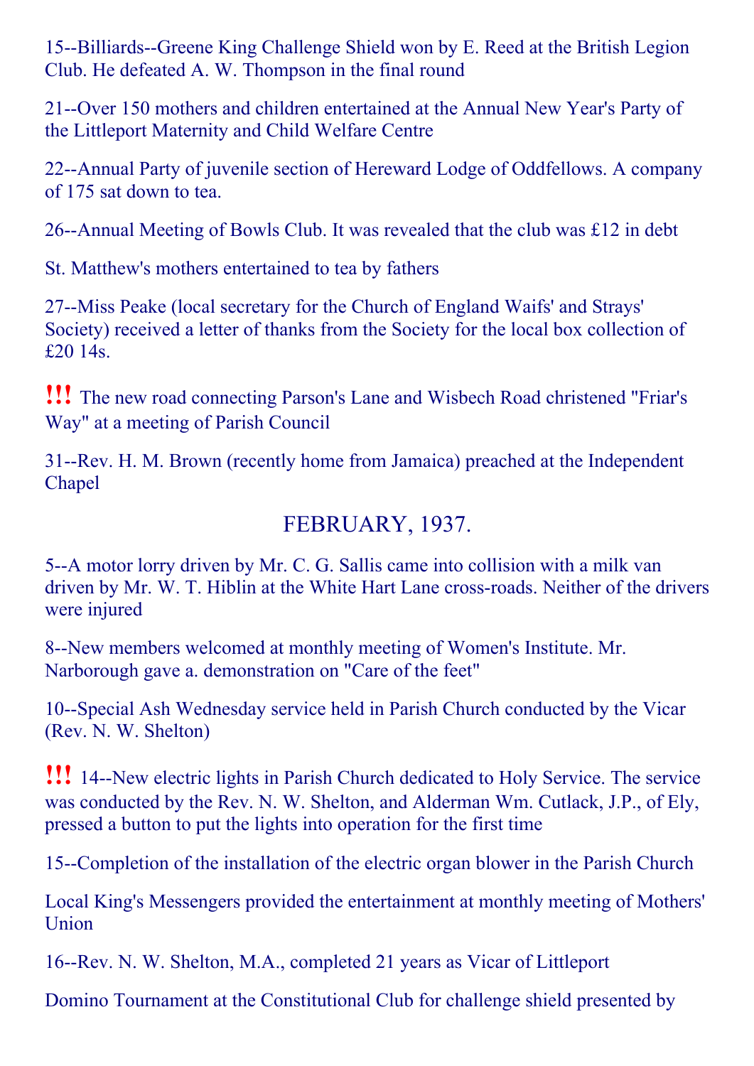15--Billiards--Greene King Challenge Shield won by E. Reed at the British Legion Club. He defeated A. W. Thompson in the final round

21--Over 150 mothers and children entertained at the Annual New Year's Party of the Littleport Maternity and Child Welfare Centre

22--Annual Party of juvenile section of Hereward Lodge of Oddfellows. A company of 175 sat down to tea.

26--Annual Meeting of Bowls Club. It was revealed that the club was £12 in debt

St. Matthew's mothers entertained to tea by fathers

27--Miss Peake (local secretary for the Church of England Waifs' and Strays' Society) received a letter of thanks from the Society for the local box collection of £20 14s.

**!!!** The new road connecting Parson's Lane and Wisbech Road christened "Friar's Way" at a meeting of Parish Council

31--Rev. H. M. Brown (recently home from Jamaica) preached at the Independent Chapel

## FEBRUARY, 1937.

5--A motor lorry driven by Mr. C. G. Sallis came into collision with a milk van driven by Mr. W. T. Hiblin at the White Hart Lane cross-roads. Neither of the drivers were injured

8--New members welcomed at monthly meeting of Women's Institute. Mr. Narborough gave a. demonstration on "Care of the feet"

10--Special Ash Wednesday service held in Parish Church conducted by the Vicar (Rev. N. W. Shelton)

**!!!** 14--New electric lights in Parish Church dedicated to Holy Service. The service was conducted by the Rev. N. W. Shelton, and Alderman Wm. Cutlack, J.P., of Ely, pressed a button to put the lights into operation for the first time

15--Completion of the installation of the electric organ blower in the Parish Church

Local King's Messengers provided the entertainment at monthly meeting of Mothers' Union

16--Rev. N. W. Shelton, M.A., completed 21 years as Vicar of Littleport

Domino Tournament at the Constitutional Club for challenge shield presented by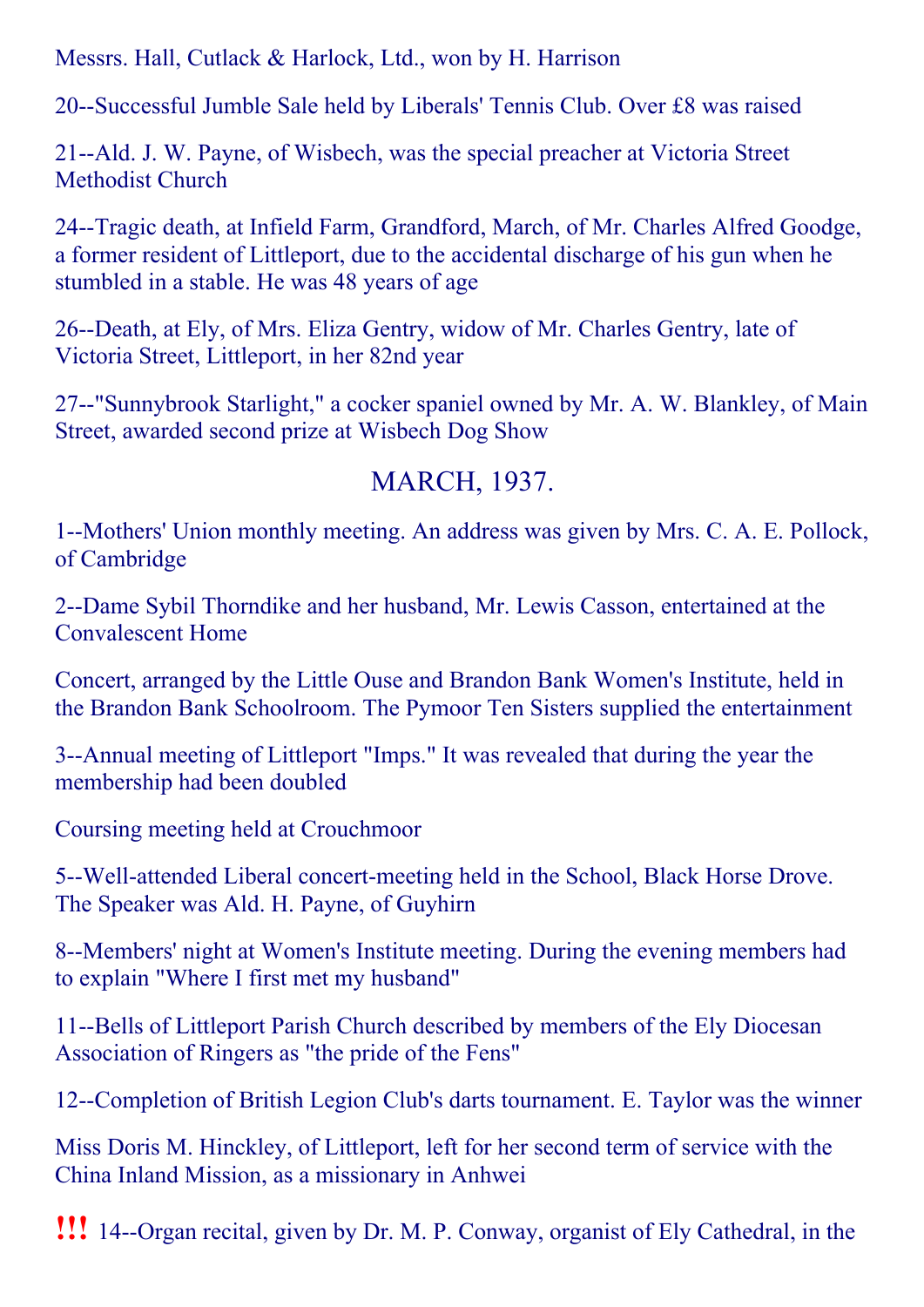Messrs. Hall, Cutlack & Harlock, Ltd., won by H. Harrison

20--Successful Jumble Sale held by Liberals' Tennis Club. Over £8 was raised

21--Ald. J. W. Payne, of Wisbech, was the special preacher at Victoria Street Methodist Church

24--Tragic death, at Infield Farm, Grandford, March, of Mr. Charles Alfred Goodge, a former resident of Littleport, due to the accidental discharge of his gun when he stumbled in a stable. He was 48 years of age

26--Death, at Ely, of Mrs. Eliza Gentry, widow of Mr. Charles Gentry, late of Victoria Street, Littleport, in her 82nd year

27--"Sunnybrook Starlight," a cocker spaniel owned by Mr. A. W. Blankley, of Main Street, awarded second prize at Wisbech Dog Show

## MARCH, 1937.

1--Mothers' Union monthly meeting. An address was given by Mrs. C. A. E. Pollock, of Cambridge

2--Dame Sybil Thorndike and her husband, Mr. Lewis Casson, entertained at the Convalescent Home

Concert, arranged by the Little Ouse and Brandon Bank Women's Institute, held in the Brandon Bank Schoolroom. The Pymoor Ten Sisters supplied the entertainment

3--Annual meeting of Littleport "Imps." It was revealed that during the year the membership had been doubled

Coursing meeting held at Crouchmoor

5--Well-attended Liberal concert-meeting held in the School, Black Horse Drove. The Speaker was Ald. H. Payne, of Guyhirn

8--Members' night at Women's Institute meeting. During the evening members had to explain "Where I first met my husband"

11--Bells of Littleport Parish Church described by members of the Ely Diocesan Association of Ringers as "the pride of the Fens"

12--Completion of British Legion Club's darts tournament. E. Taylor was the winner

Miss Doris M. Hinckley, of Littleport, left for her second term of service with the China Inland Mission, as a missionary in Anhwei

!!! 14--Organ recital, given by Dr. M. P. Conway, organist of Ely Cathedral, in the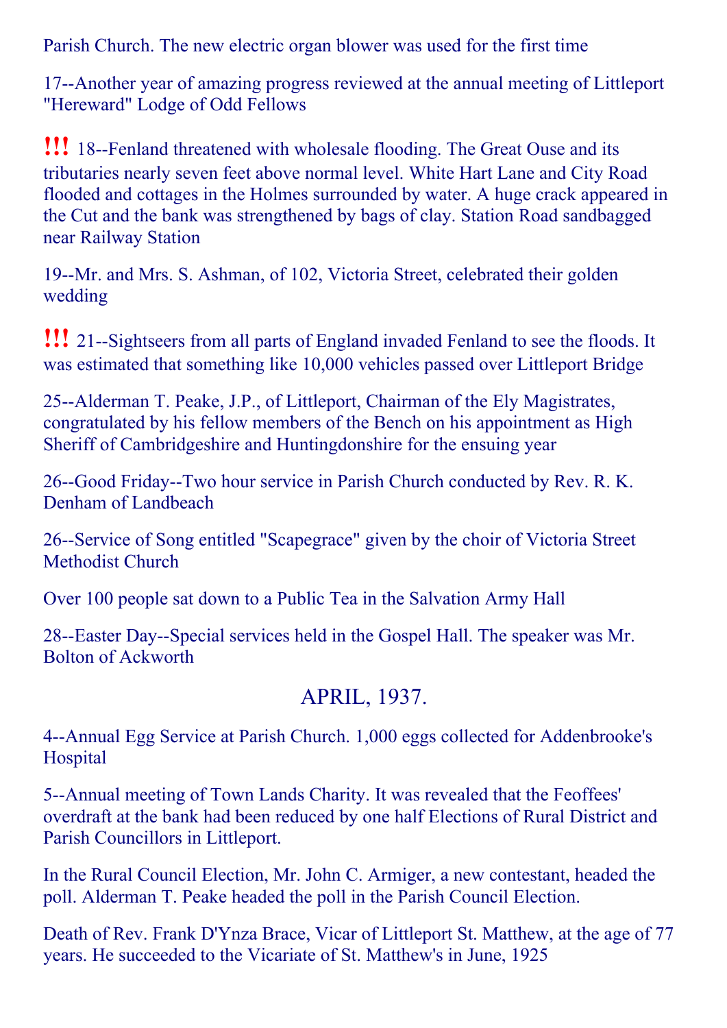Parish Church. The new electric organ blower was used for the first time

17--Another year of amazing progress reviewed at the annual meeting of Littleport "Hereward" Lodge of Odd Fellows

**!!!** 18--Fenland threatened with wholesale flooding. The Great Ouse and its tributaries nearly seven feet above normal level. White Hart Lane and City Road flooded and cottages in the Holmes surrounded by water. A huge crack appeared in the Cut and the bank was strengthened by bags of clay. Station Road sandbagged near Railway Station

19--Mr. and Mrs. S. Ashman, of 102, Victoria Street, celebrated their golden wedding

**!!!** 21--Sightseers from all parts of England invaded Fenland to see the floods. It was estimated that something like 10,000 vehicles passed over Littleport Bridge

25--Alderman T. Peake, J.P., of Littleport, Chairman of the Ely Magistrates, congratulated by his fellow members of the Bench on his appointment as High Sheriff of Cambridgeshire and Huntingdonshire for the ensuing year

26--Good Friday--Two hour service in Parish Church conducted by Rev. R. K. Denham of Landbeach

26--Service of Song entitled "Scapegrace" given by the choir of Victoria Street Methodist Church

Over 100 people sat down to a Public Tea in the Salvation Army Hall

28--Easter Day--Special services held in the Gospel Hall. The speaker was Mr. Bolton of Ackworth

## APRIL, 1937.

4--Annual Egg Service at Parish Church. 1,000 eggs collected for Addenbrooke's Hospital

5--Annual meeting of Town Lands Charity. It was revealed that the Feoffees' overdraft at the bank had been reduced by one half Elections of Rural District and Parish Councillors in Littleport.

In the Rural Council Election, Mr. John C. Armiger, a new contestant, headed the poll. Alderman T. Peake headed the poll in the Parish Council Election.

Death of Rev. Frank D'Ynza Brace, Vicar of Littleport St. Matthew, at the age of 77 years. He succeeded to the Vicariate of St. Matthew's in June, 1925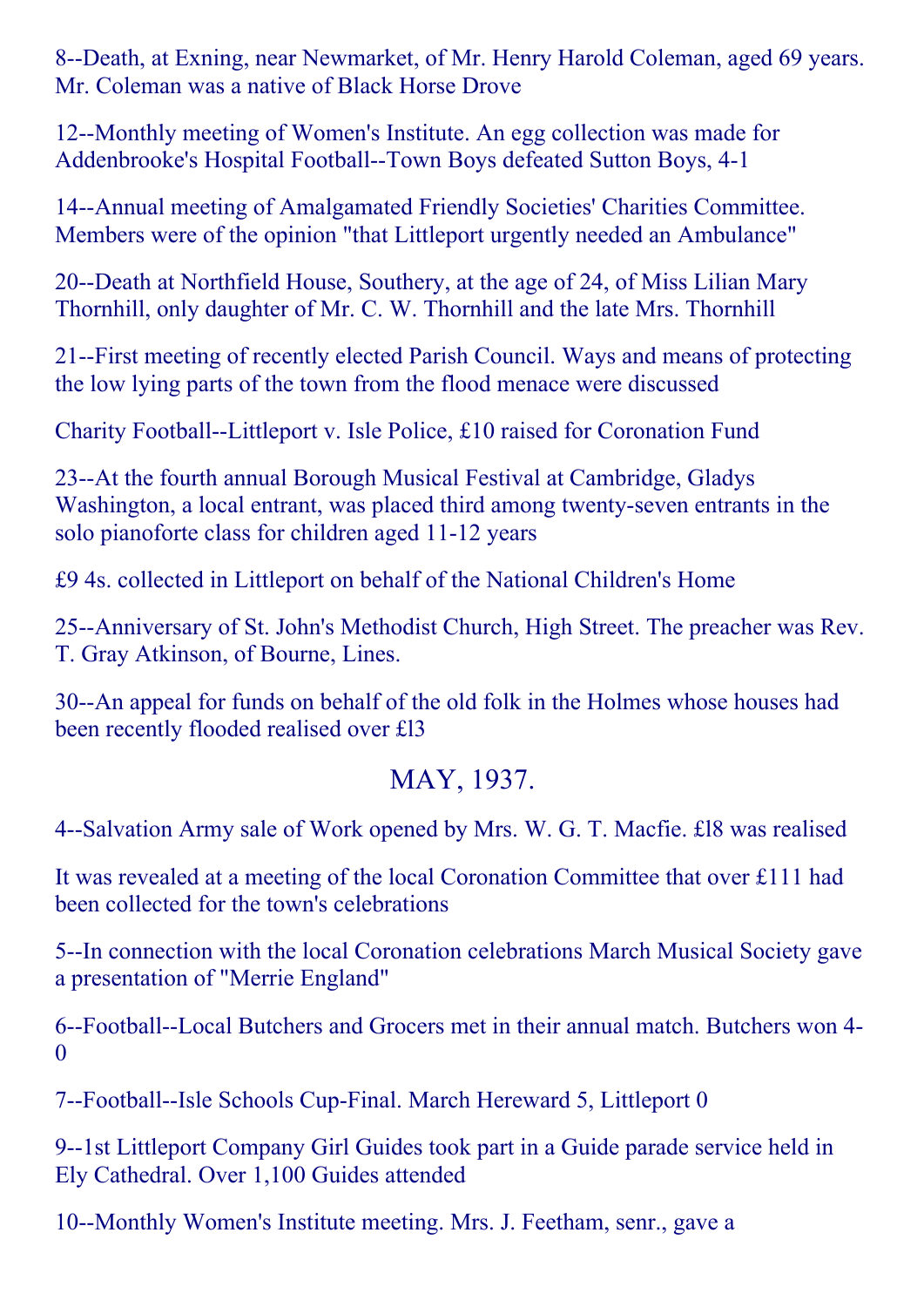8--Death, at Exning, near Newmarket, of Mr. Henry Harold Coleman, aged 69 years. Mr. Coleman was a native of Black Horse Drove

12--Monthly meeting of Women's Institute. An egg collection was made for Addenbrooke's Hospital Football--Town Boys defeated Sutton Boys, 4-1

14--Annual meeting of Amalgamated Friendly Societies' Charities Committee. Members were of the opinion "that Littleport urgently needed an Ambulance"

20--Death at Northfield House, Southery, at the age of 24, of Miss Lilian Mary Thornhill, only daughter of Mr. C. W. Thornhill and the late Mrs. Thornhill

21--First meeting of recently elected Parish Council. Ways and means of protecting the low lying parts of the town from the flood menace were discussed

Charity Football--Littleport v. Isle Police, £10 raised for Coronation Fund

23--At the fourth annual Borough Musical Festival at Cambridge, Gladys Washington, a local entrant, was placed third among twenty-seven entrants in the solo pianoforte class for children aged 11-12 years

£9 4s. collected in Littleport on behalf of the National Children's Home

25--Anniversary of St. John's Methodist Church, High Street. The preacher was Rev. T. Gray Atkinson, of Bourne, Lines.

30--An appeal for funds on behalf of the old folk in the Holmes whose houses had been recently flooded realised over £l3

## MAY, 1937.

4--Salvation Army sale of Work opened by Mrs. W. G. T. Macfie. £l8 was realised

It was revealed at a meeting of the local Coronation Committee that over £111 had been collected for the town's celebrations

5--In connection with the local Coronation celebrations March Musical Society gave a presentation of "Merrie England"

6--Football--Local Butchers and Grocers met in their annual match. Butchers won 4-0

7--Football--Isle Schools Cup-Final. March Hereward 5, Littleport 0

9--1st Littleport Company Girl Guides took part in a Guide parade service held in Ely Cathedral. Over 1,100 Guides attended

10--Monthly Women's Institute meeting. Mrs. J. Feetham, senr., gave a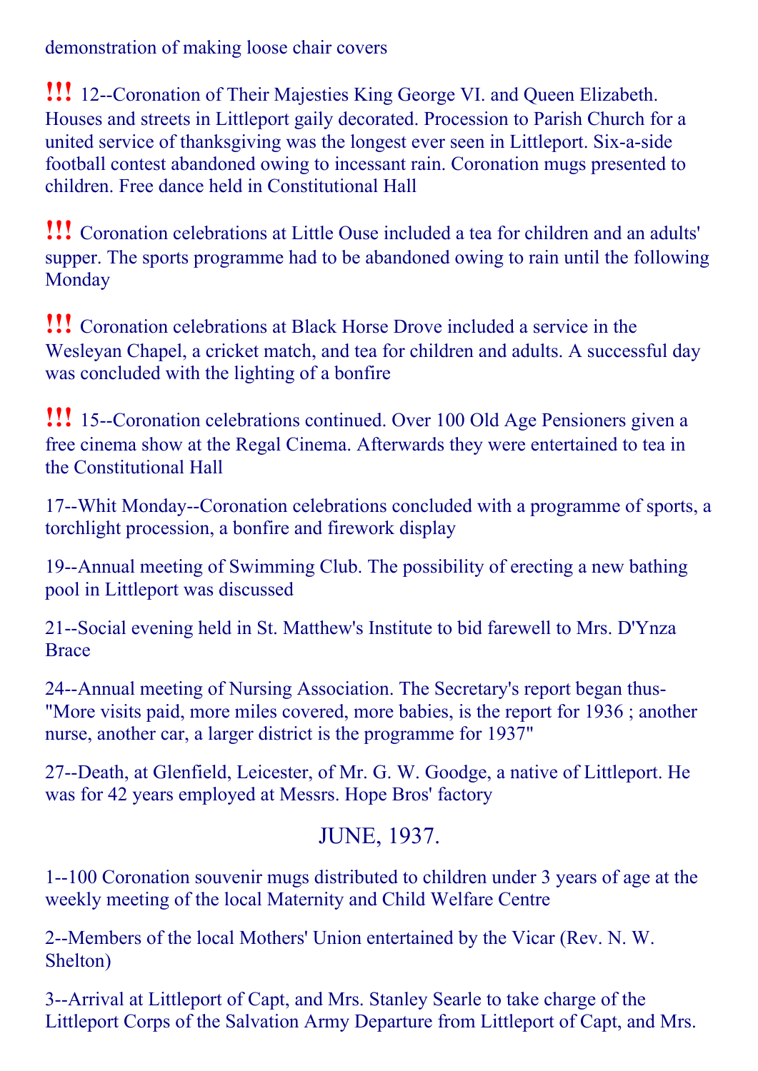demonstration of making loose chair covers

**!!!** 12--Coronation of Their Majesties King George VI. and Queen Elizabeth. Houses and streets in Littleport gaily decorated. Procession to Parish Church for a united service of thanksgiving was the longest ever seen in Littleport. Six-a-side football contest abandoned owing to incessant rain. Coronation mugs presented to children. Free dance held in Constitutional Hall

**!!!** Coronation celebrations at Little Ouse included a tea for children and an adults' supper. The sports programme had to be abandoned owing to rain until the following Monday

**!!!** Coronation celebrations at Black Horse Drove included a service in the Wesleyan Chapel, a cricket match, and tea for children and adults. A successful day was concluded with the lighting of a bonfire

**!!!** 15--Coronation celebrations continued. Over 100 Old Age Pensioners given a free cinema show at the Regal Cinema. Afterwards they were entertained to tea in the Constitutional Hall

17--Whit Monday--Coronation celebrations concluded with a programme of sports, a torchlight procession, a bonfire and firework display

19--Annual meeting of Swimming Club. The possibility of erecting a new bathing pool in Littleport was discussed

21--Social evening held in St. Matthew's Institute to bid farewell to Mrs. D'Ynza Brace

24--Annual meeting of Nursing Association. The Secretary's report began thus- "More visits paid, more miles covered, more babies, is the report for 1936 ; another nurse, another car, a larger district is the programme for 1937"

27--Death, at Glenfield, Leicester, of Mr. G. W. Goodge, a native of Littleport. He was for 42 years employed at Messrs. Hope Bros' factory

## JUNE, 1937.

1--100 Coronation souvenir mugs distributed to children under 3 years of age at the weekly meeting of the local Maternity and Child Welfare Centre

2--Members of the local Mothers' Union entertained by the Vicar (Rev. N. W. Shelton)

3--Arrival at Littleport of Capt, and Mrs. Stanley Searle to take charge of the Littleport Corps of the Salvation Army Departure from Littleport of Capt, and Mrs.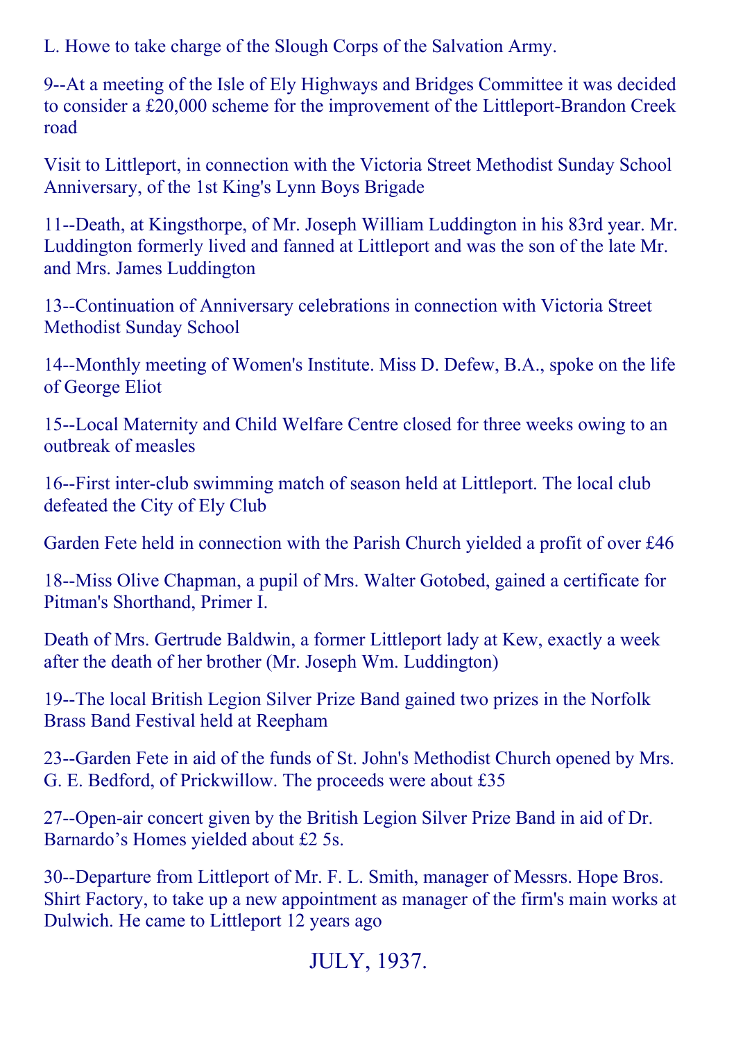L. Howe to take charge of the Slough Corps of the Salvation Army.

9--At a meeting of the Isle of Ely Highways and Bridges Committee it was decided to consider a £20,000 scheme for the improvement of the Littleport-Brandon Creek road

Visit to Littleport, in connection with the Victoria Street Methodist Sunday School Anniversary, of the 1st King's Lynn Boys Brigade

11--Death, at Kingsthorpe, of Mr. Joseph William Luddington in his 83rd year. Mr. Luddington formerly lived and fanned at Littleport and was the son of the late Mr. and Mrs. James Luddington

13--Continuation of Anniversary celebrations in connection with Victoria Street Methodist Sunday School

14--Monthly meeting of Women's Institute. Miss D. Defew, B.A., spoke on the life of George Eliot

15--Local Maternity and Child Welfare Centre closed for three weeks owing to an outbreak of measles

16--First inter-club swimming match of season held at Littleport. The local club defeated the City of Ely Club

Garden Fete held in connection with the Parish Church yielded a profit of over £46

18--Miss Olive Chapman, a pupil of Mrs. Walter Gotobed, gained a certificate for Pitman's Shorthand, Primer I.

Death of Mrs. Gertrude Baldwin, a former Littleport lady at Kew, exactly a week after the death of her brother (Mr. Joseph Wm. Luddington)

19--The local British Legion Silver Prize Band gained two prizes in the Norfolk Brass Band Festival held at Reepham

23--Garden Fete in aid of the funds of St. John's Methodist Church opened by Mrs. G. E. Bedford, of Prickwillow. The proceeds were about £35

27--Open-air concert given by the British Legion Silver Prize Band in aid of Dr. Barnardo's Homes yielded about £2 5s.

30--Departure from Littleport of Mr. F. L. Smith, manager of Messrs. Hope Bros. Shirt Factory, to take up a new appointment as manager of the firm's main works at Dulwich. He came to Littleport 12 years ago

## JULY, 1937.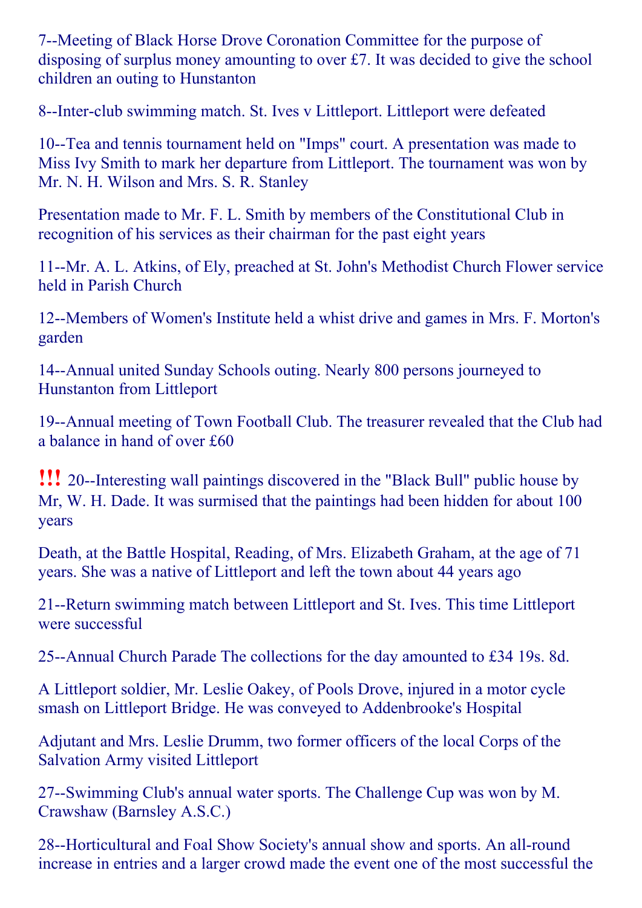7--Meeting of Black Horse Drove Coronation Committee for the purpose of disposing of surplus money amounting to over £7. It was decided to give the school children an outing to Hunstanton

8--Inter-club swimming match. St. Ives v Littleport. Littleport were defeated

10--Tea and tennis tournament held on "Imps" court. A presentation was made to Miss Ivy Smith to mark her departure from Littleport. The tournament was won by Mr. N. H. Wilson and Mrs. S. R. Stanley

Presentation made to Mr. F. L. Smith by members of the Constitutional Club in recognition of his services as their chairman for the past eight years

11--Mr. A. L. Atkins, of Ely, preached at St. John's Methodist Church Flower service held in Parish Church

12--Members of Women's Institute held a whist drive and games in Mrs. F. Morton's garden

14--Annual united Sunday Schools outing. Nearly 800 persons journeyed to Hunstanton from Littleport

19--Annual meeting of Town Football Club. The treasurer revealed that the Club had a balance in hand of over £60

**!!!** 20--Interesting wall paintings discovered in the "Black Bull" public house by Mr, W. H. Dade. It was surmised that the paintings had been hidden for about 100 years

Death, at the Battle Hospital, Reading, of Mrs. Elizabeth Graham, at the age of 71 years. She was a native of Littleport and left the town about 44 years ago

21--Return swimming match between Littleport and St. Ives. This time Littleport were successful

25--Annual Church Parade The collections for the day amounted to £34 19s. 8d.

A Littleport soldier, Mr. Leslie Oakey, of Pools Drove, injured in a motor cycle smash on Littleport Bridge. He was conveyed to Addenbrooke's Hospital

Adjutant and Mrs. Leslie Drumm, two former officers of the local Corps of the Salvation Army visited Littleport

27--Swimming Club's annual water sports. The Challenge Cup was won by M. Crawshaw (Barnsley A.S.C.)

28--Horticultural and Foal Show Society's annual show and sports. An all-round increase in entries and a larger crowd made the event one of the most successful the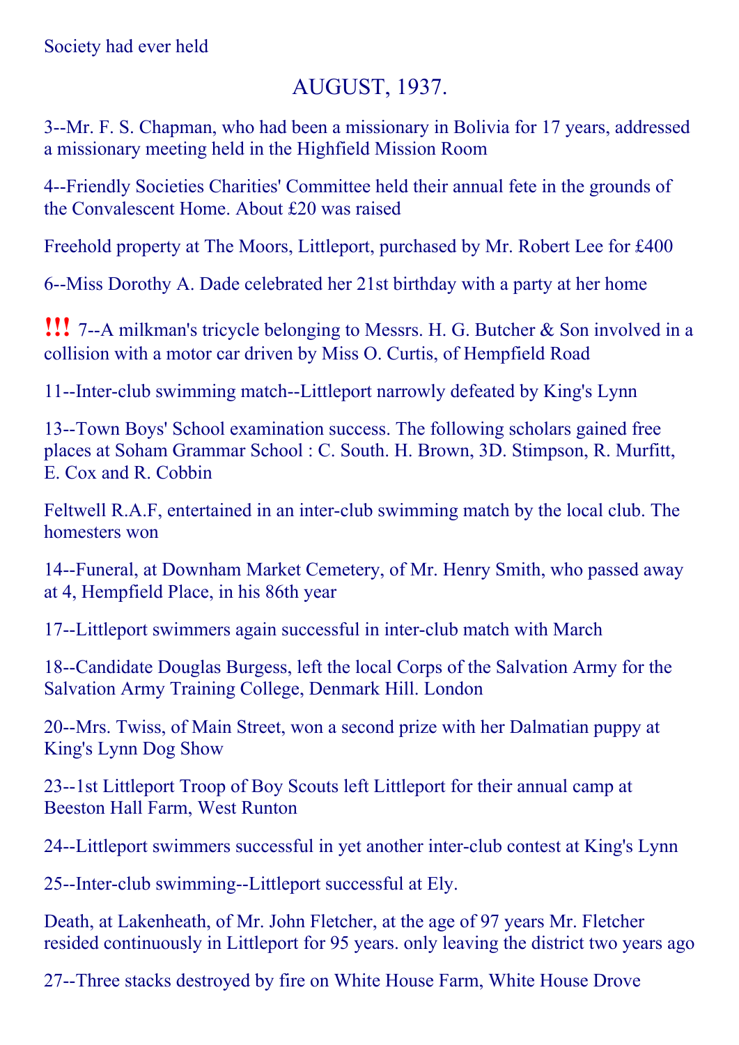Society had ever held

## AUGUST, 1937.

3--Mr. F. S. Chapman, who had been a missionary in Bolivia for 17 years, addressed a missionary meeting held in the Highfield Mission Room

4--Friendly Societies Charities' Committee held their annual fete in the grounds of the Convalescent Home. About £20 was raised

Freehold property at The Moors, Littleport, purchased by Mr. Robert Lee for £400

6--Miss Dorothy A. Dade celebrated her 21st birthday with a party at her home

**!!!** 7--A milkman's tricycle belonging to Messrs. H. G. Butcher & Son involved in a collision with a motor car driven by Miss O. Curtis, of Hempfield Road

11--Inter-club swimming match--Littleport narrowly defeated by King's Lynn

13--Town Boys' School examination success. The following scholars gained free places at Soham Grammar School : C. South. H. Brown, 3D. Stimpson, R. Murfitt, E. Cox and R. Cobbin

Feltwell R.A.F, entertained in an inter-club swimming match by the local club. The homesters won

14--Funeral, at Downham Market Cemetery, of Mr. Henry Smith, who passed away at 4, Hempfield Place, in his 86th year

17--Littleport swimmers again successful in inter-club match with March

18--Candidate Douglas Burgess, left the local Corps of the Salvation Army for the Salvation Army Training College, Denmark Hill. London

20--Mrs. Twiss, of Main Street, won a second prize with her Dalmatian puppy at King's Lynn Dog Show

23--1st Littleport Troop of Boy Scouts left Littleport for their annual camp at Beeston Hall Farm, West Runton

24--Littleport swimmers successful in yet another inter-club contest at King's Lynn

25--Inter-club swimming--Littleport successful at Ely.

Death, at Lakenheath, of Mr. John Fletcher, at the age of 97 years Mr. Fletcher resided continuously in Littleport for 95 years. only leaving the district two years ago

27--Three stacks destroyed by fire on White House Farm, White House Drove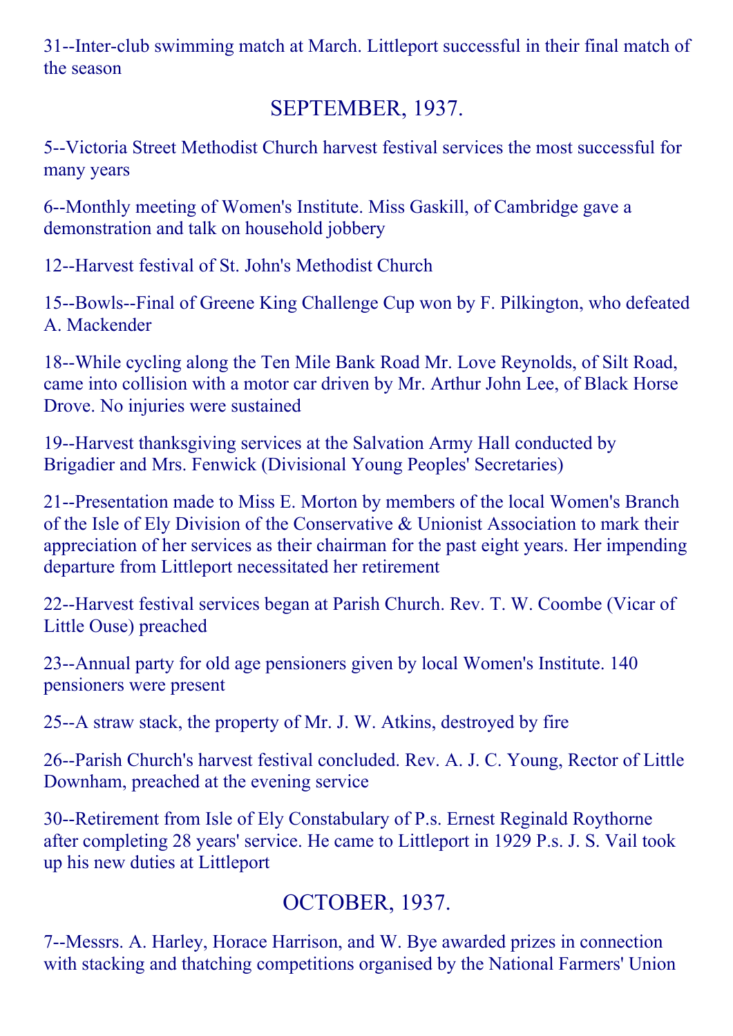31--Inter-club swimming match at March. Littleport successful in their final match of the season

## SEPTEMBER, 1937.

5--Victoria Street Methodist Church harvest festival services the most successful for many years

6--Monthly meeting of Women's Institute. Miss Gaskill, of Cambridge gave a demonstration and talk on household jobbery

12--Harvest festival of St. John's Methodist Church

15--Bowls--Final of Greene King Challenge Cup won by F. Pilkington, who defeated A. Mackender

18--While cycling along the Ten Mile Bank Road Mr. Love Reynolds, of Silt Road, came into collision with a motor car driven by Mr. Arthur John Lee, of Black Horse Drove. No injuries were sustained

19--Harvest thanksgiving services at the Salvation Army Hall conducted by Brigadier and Mrs. Fenwick (Divisional Young Peoples' Secretaries)

21--Presentation made to Miss E. Morton by members of the local Women's Branch of the Isle of Ely Division of the Conservative & Unionist Association to mark their appreciation of her services as their chairman for the past eight years. Her impending departure from Littleport necessitated her retirement

22--Harvest festival services began at Parish Church. Rev. T. W. Coombe (Vicar of Little Ouse) preached

23--Annual party for old age pensioners given by local Women's Institute. 140 pensioners were present

25--A straw stack, the property of Mr. J. W. Atkins, destroyed by fire

26--Parish Church's harvest festival concluded. Rev. A. J. C. Young, Rector of Little Downham, preached at the evening service

30--Retirement from Isle of Ely Constabulary of P.s. Ernest Reginald Roythorne after completing 28 years' service. He came to Littleport in 1929 P.s. J. S. Vail took up his new duties at Littleport

## OCTOBER, 1937.

7--Messrs. A. Harley, Horace Harrison, and W. Bye awarded prizes in connection with stacking and thatching competitions organised by the National Farmers' Union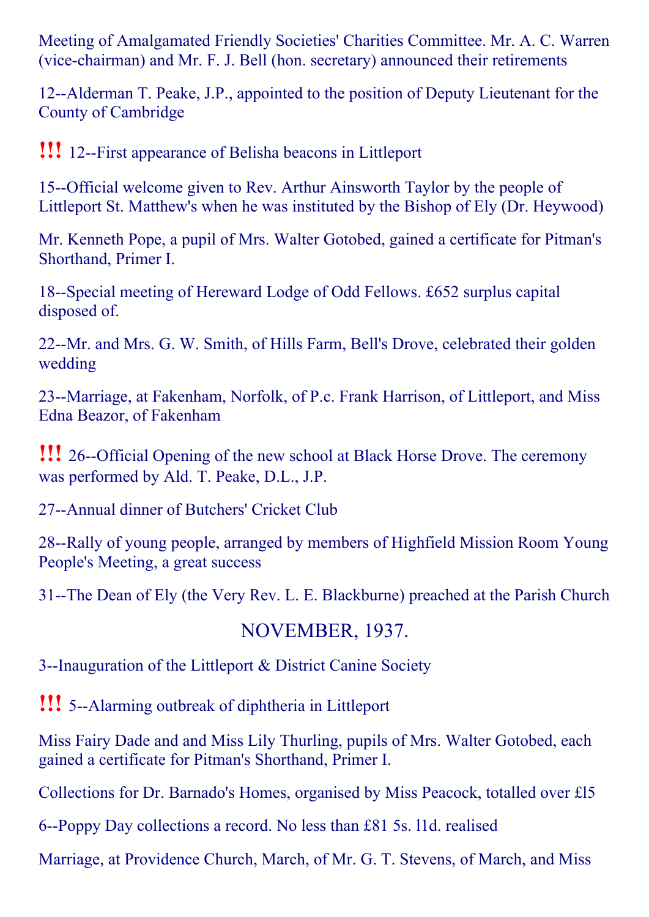Meeting of Amalgamated Friendly Societies' Charities Committee. Mr. A. C. Warren (vice-chairman) and Mr. F. J. Bell (hon. secretary) announced their retirements

12--Alderman T. Peake, J.P., appointed to the position of Deputy Lieutenant for the County of Cambridge

!!! 12--First appearance of Belisha beacons in Littleport

15--Official welcome given to Rev. Arthur Ainsworth Taylor by the people of Littleport St. Matthew's when he was instituted by the Bishop of Ely (Dr. Heywood)

Mr. Kenneth Pope, a pupil of Mrs. Walter Gotobed, gained a certificate for Pitman's Shorthand, Primer I.

18--Special meeting of Hereward Lodge of Odd Fellows. £652 surplus capital disposed of.

22--Mr. and Mrs. G. W. Smith, of Hills Farm, Bell's Drove, celebrated their golden wedding

23--Marriage, at Fakenham, Norfolk, of P.c. Frank Harrison, of Littleport, and Miss Edna Beazor, of Fakenham

!!! 26--Official Opening of the new school at Black Horse Drove. The ceremony was performed by Ald. T. Peake, D.L., J.P.

27--Annual dinner of Butchers' Cricket Club

28--Rally of young people, arranged by members of Highfield Mission Room Young People's Meeting, a great success

31--The Dean of Ely (the Very Rev. L. E. Blackburne) preached at the Parish Church

## NOVEMBER, 1937.

3--Inauguration of the Littleport & District Canine Society

!!! 5--Alarming outbreak of diphtheria in Littleport

Miss Fairy Dade and and Miss Lily Thurling, pupils of Mrs. Walter Gotobed, each gained a certificate for Pitman's Shorthand, Primer I.

Collections for Dr. Barnado's Homes, organised by Miss Peacock, totalled over £15

6--Poppy Day collections a record. No less than £81 5s. 11d. realised

Marriage, at Providence Church, March, of Mr. G. T. Stevens, of March, and Miss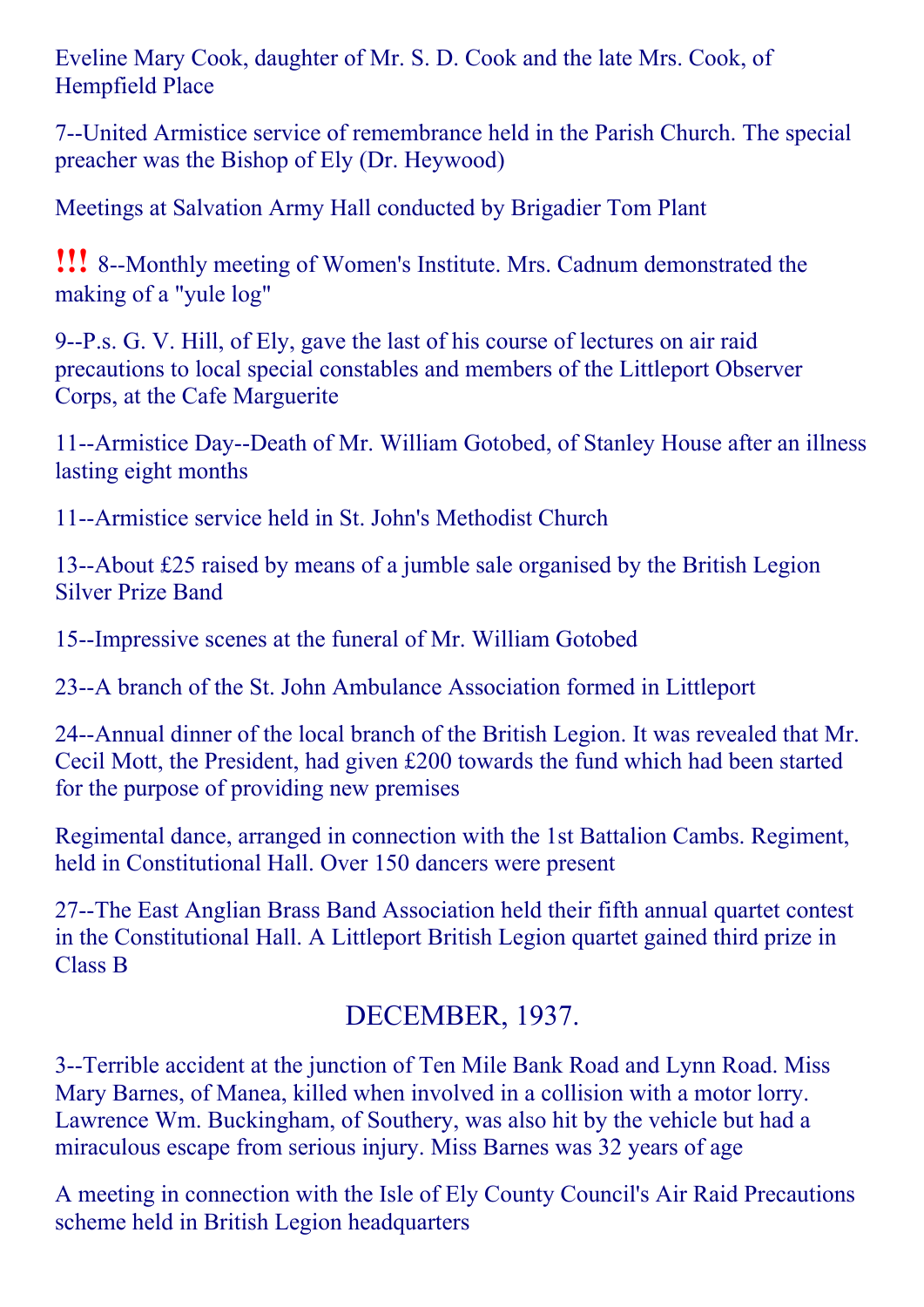Eveline Mary Cook, daughter of Mr. S. D. Cook and the late Mrs. Cook, of Hempfield Place

7--United Armistice service of remembrance held in the Parish Church. The special preacher was the Bishop of Ely (Dr. Heywood)

Meetings at Salvation Army Hall conducted by Brigadier Tom Plant

**!!!** 8--Monthly meeting of Women's Institute. Mrs. Cadnum demonstrated the making of a "yule log"

9--P.s. G. V. Hill, of Ely, gave the last of his course of lectures on air raid precautions to local special constables and members of the Littleport Observer Corps, at the Cafe Marguerite

11--Armistice Day--Death of Mr. William Gotobed, of Stanley House after an illness lasting eight months

11--Armistice service held in St. John's Methodist Church

13--About £25 raised by means of a jumble sale organised by the British Legion Silver Prize Band

15--Impressive scenes at the funeral of Mr. William Gotobed

23--A branch of the St. John Ambulance Association formed in Littleport

24--Annual dinner of the local branch of the British Legion. It was revealed that Mr. Cecil Mott, the President, had given £200 towards the fund which had been started for the purpose of providing new premises

Regimental dance, arranged in connection with the 1st Battalion Cambs. Regiment, held in Constitutional Hall. Over 150 dancers were present

27--The East Anglian Brass Band Association held their fifth annual quartet contest in the Constitutional Hall. A Littleport British Legion quartet gained third prize in Class B

## DECEMBER, 1937.

3--Terrible accident at the junction of Ten Mile Bank Road and Lynn Road. Miss Mary Barnes, of Manea, killed when involved in a collision with a motor lorry. Lawrence Wm. Buckingham, of Southery, was also hit by the vehicle but had a miraculous escape from serious injury. Miss Barnes was 32 years of age

A meeting in connection with the Isle of Ely County Council's Air Raid Precautions scheme held in British Legion headquarters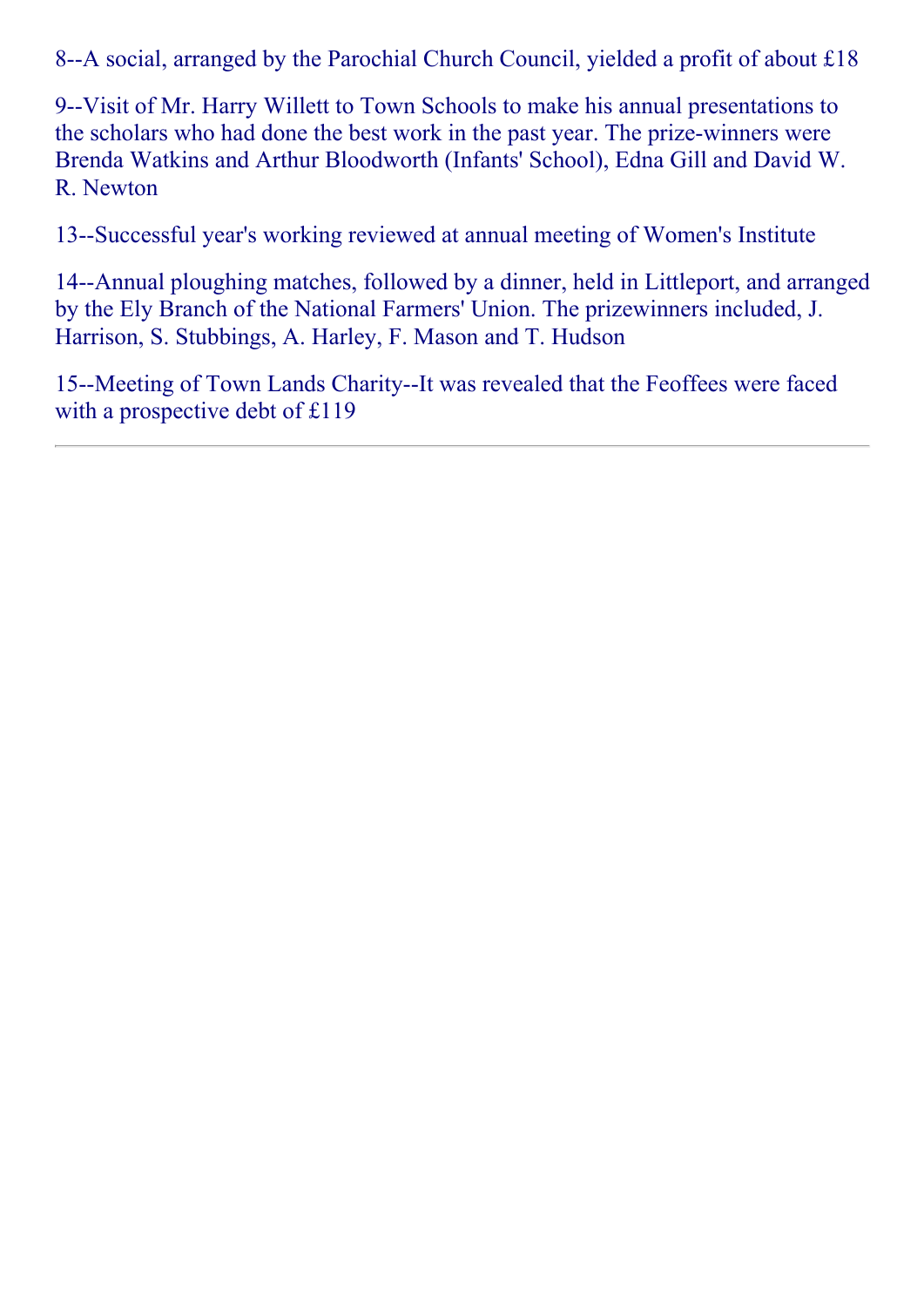8--A social, arranged by the Parochial Church Council, yielded a profit of about £18

9--Visit of Mr. Harry Willett to Town Schools to make his annual presentations to the scholars who had done the best work in the past year. The prize-winners were Brenda Watkins and Arthur Bloodworth (Infants' School), Edna Gill and David W. R. Newton

13--Successful year's working reviewed at annual meeting of Women's Institute

14--Annual ploughing matches, followed by a dinner, held in Littleport, and arranged by the Ely Branch of the National Farmers' Union. The prizewinners included, J. Harrison, S. Stubbings, A. Harley, F. Mason and T. Hudson

15--Meeting of Town Lands Charity--It was revealed that the Feoffees were faced with a prospective debt of £119

---